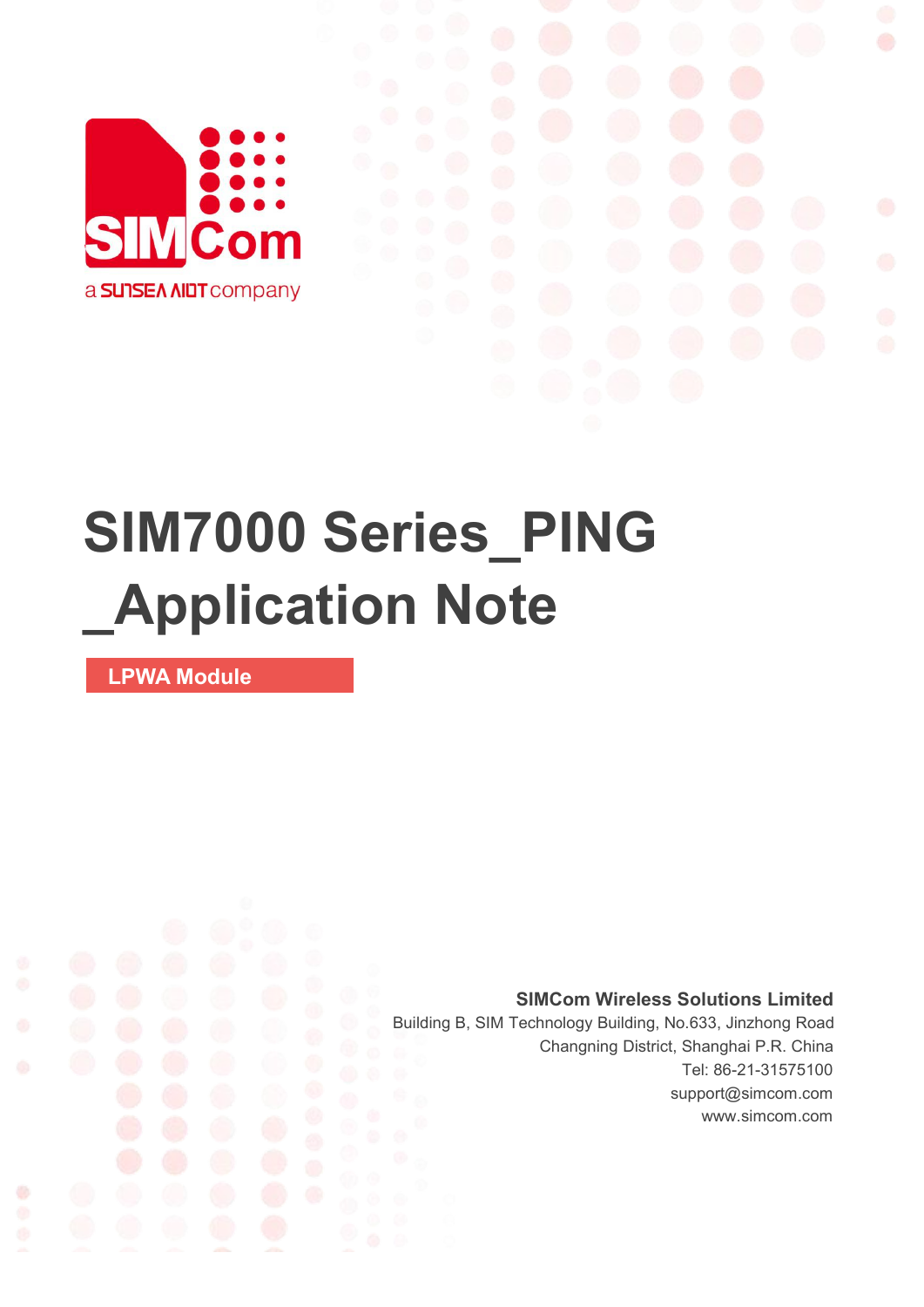# SIM7000 Series_PING _Application Note

**LPWA Module**

**SIMCom Wireless Solutions Limited**

Building B, SIM Technology Building, No.633, Jinzhong Road
Changning District, Shanghai P.R. China
Tel: 86-21-31575100
support@simcom.com
www.simcom.com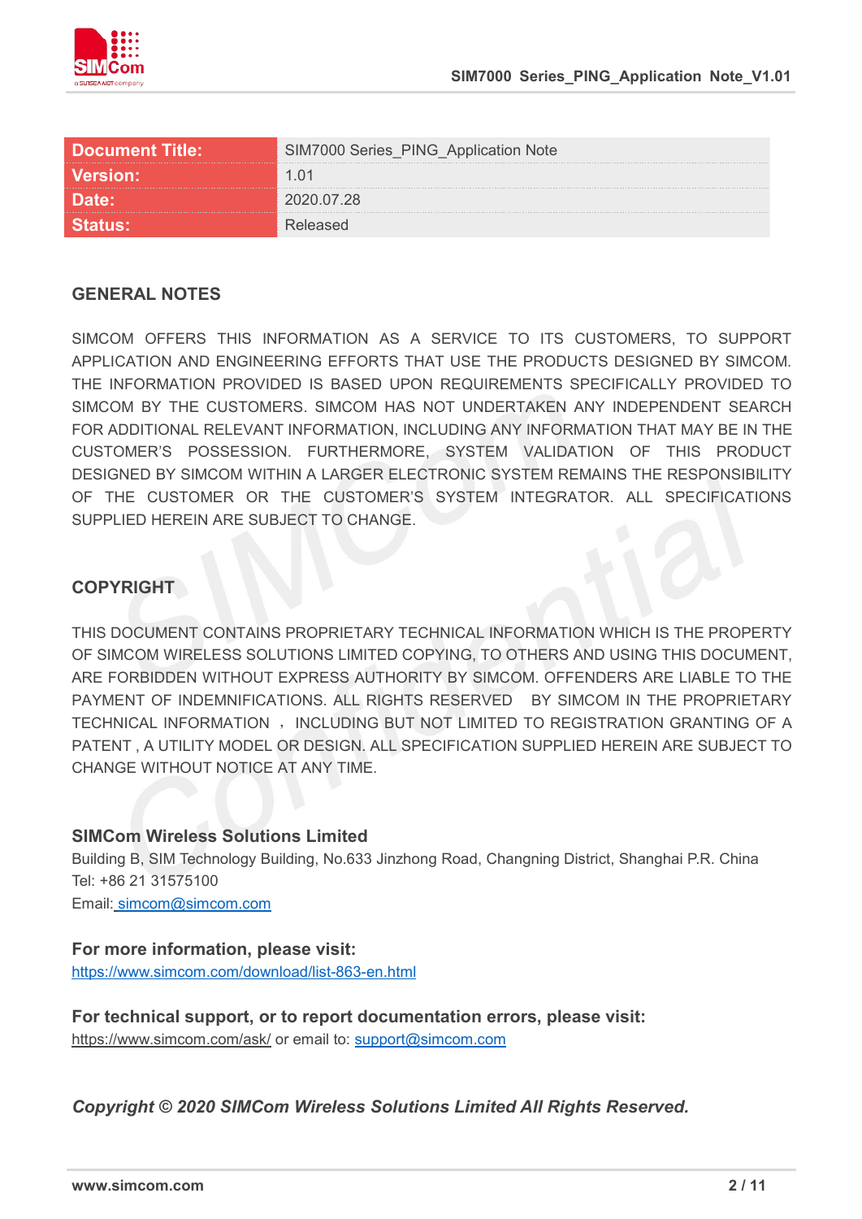| Document Title: | SIM7000 Series_PING_Application Note |
|---|---|
| Version: | 1.01 |
| Date: | 2020.07.28 |
| Status: | Released |

## GENERAL NOTES

SIMCOM OFFERS THIS INFORMATION AS A SERVICE TO ITS CUSTOMERS, TO SUPPORT APPLICATION AND ENGINEERING EFFORTS THAT USE THE PRODUCTS DESIGNED BY SIMCOM. THE INFORMATION PROVIDED IS BASED UPON REQUIREMENTS SPECIFICALLY PROVIDED TO SIMCOM BY THE CUSTOMERS. SIMCOM HAS NOT UNDERTAKEN ANY INDEPENDENT SEARCH FOR ADDITIONAL RELEVANT INFORMATION, INCLUDING ANY INFORMATION THAT MAY BE IN THE CUSTOMER'S POSSESSION. FURTHERMORE, SYSTEM VALIDATION OF THIS PRODUCT DESIGNED BY SIMCOM WITHIN A LARGER ELECTRONIC SYSTEM REMAINS THE RESPONSIBILITY OF THE CUSTOMER OR THE CUSTOMER'S SYSTEM INTEGRATOR. ALL SPECIFICATIONS SUPPLIED HEREIN ARE SUBJECT TO CHANGE.

## COPYRIGHT

THIS DOCUMENT CONTAINS PROPRIETARY TECHNICAL INFORMATION WHICH IS THE PROPERTY OF SIMCOM WIRELESS SOLUTIONS LIMITED COPYING, TO OTHERS AND USING THIS DOCUMENT, ARE FORBIDDEN WITHOUT EXPRESS AUTHORITY BY SIMCOM. OFFENDERS ARE LIABLE TO THE PAYMENT OF INDEMNIFICATIONS. ALL RIGHTS RESERVED BY SIMCOM IN THE PROPRIETARY TECHNICAL INFORMATION ， INCLUDING BUT NOT LIMITED TO REGISTRATION GRANTING OF A PATENT , A UTILITY MODEL OR DESIGN. ALL SPECIFICATION SUPPLIED HEREIN ARE SUBJECT TO CHANGE WITHOUT NOTICE AT ANY TIME.

**SIMCom Wireless Solutions Limited**
Building B, SIM Technology Building, No.633 Jinzhong Road, Changning District, Shanghai P.R. China
Tel: +86 21 31575100
Email: simcom@simcom.com

**For more information, please visit:**
https://www.simcom.com/download/list-863-en.html

**For technical support, or to report documentation errors, please visit:**
https://www.simcom.com/ask/ or email to: support@simcom.com

***Copyright © 2020 SIMCom Wireless Solutions Limited All Rights Reserved.***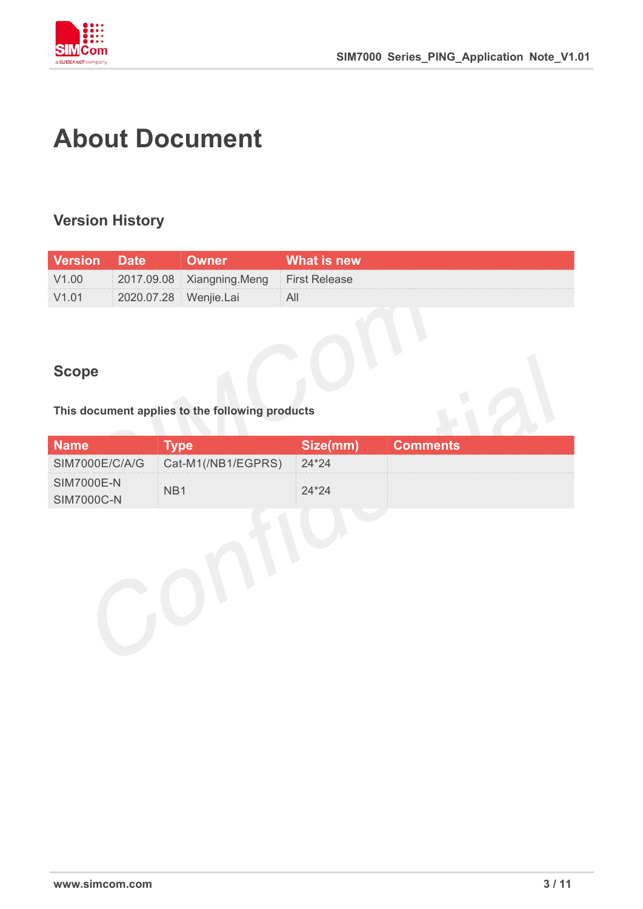# About Document

## Version History

| Version | Date | Owner | What is new |
|---|---|---|---|
| V1.00 | 2017.09.08 | Xiangning.Meng | First Release |
| V1.01 | 2020.07.28 | Wenjie.Lai | All |

## Scope

**This document applies to the following products**

| Name | Type | Size(mm) | Comments |
|---|---|---|---|
| SIM7000E/C/A/G | Cat-M1(/NB1/EGPRS) | 24*24 | |
| SIM7000E-N<br>SIM7000C-N | NB1 | 24*24 | |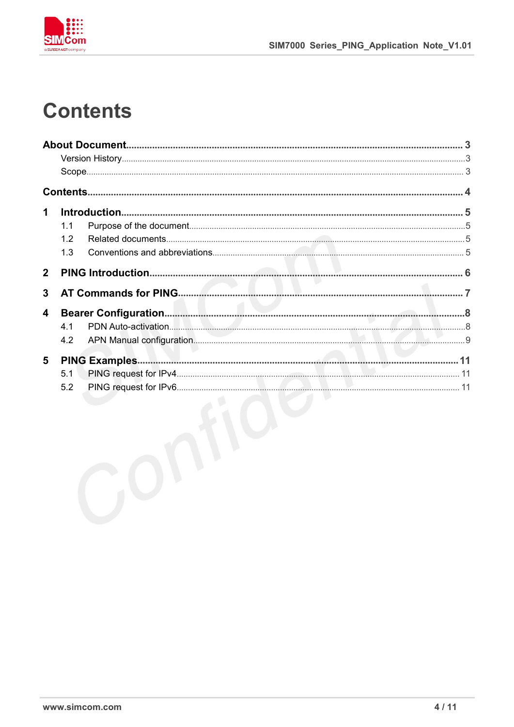# Contents

**About Document** ........ **3**

- Version History ........ 3
- Scope ........ 3

**Contents** ........ **4**

**1 Introduction** ........ **5**

- 1.1 Purpose of the document ........ 5
- 1.2 Related documents ........ 5
- 1.3 Conventions and abbreviations ........ 5

**2 PING Introduction** ........ **6**

**3 AT Commands for PING** ........ **7**

**4 Bearer Configuration** ........ **8**

- 4.1 PDN Auto-activation ........ 8
- 4.2 APN Manual configuration ........ 9

**5 PING Examples** ........ **11**

- 5.1 PING request for IPv4 ........ 11
- 5.2 PING request for IPv6 ........ 11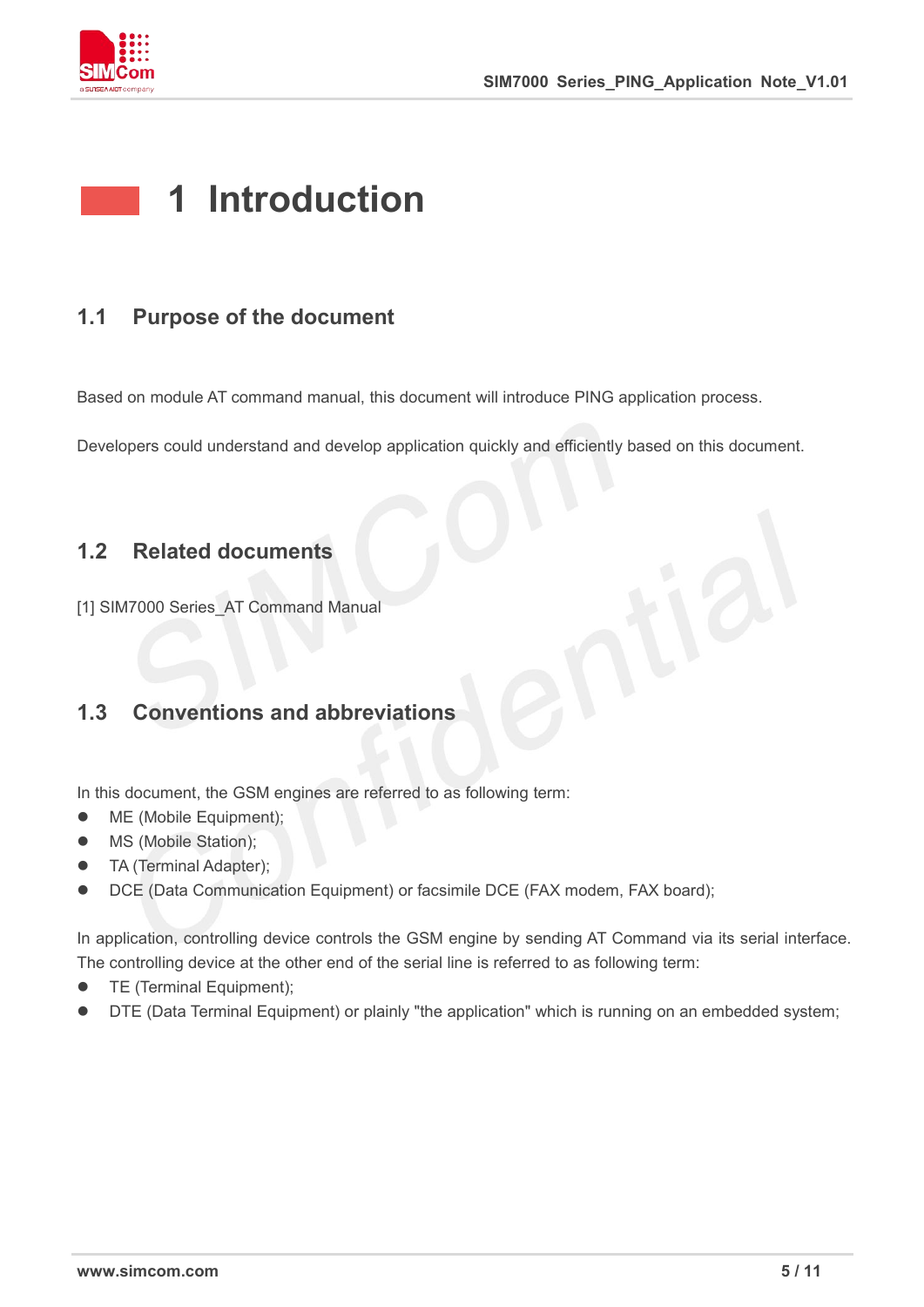# 1 Introduction

## 1.1 Purpose of the document

Based on module AT command manual, this document will introduce PING application process.

Developers could understand and develop application quickly and efficiently based on this document.

## 1.2 Related documents

[1] SIM7000 Series_AT Command Manual

## 1.3 Conventions and abbreviations

In this document, the GSM engines are referred to as following term:

- ME (Mobile Equipment);
- MS (Mobile Station);
- TA (Terminal Adapter);
- DCE (Data Communication Equipment) or facsimile DCE (FAX modem, FAX board);

In application, controlling device controls the GSM engine by sending AT Command via its serial interface. The controlling device at the other end of the serial line is referred to as following term:

- TE (Terminal Equipment);
- DTE (Data Terminal Equipment) or plainly "the application" which is running on an embedded system;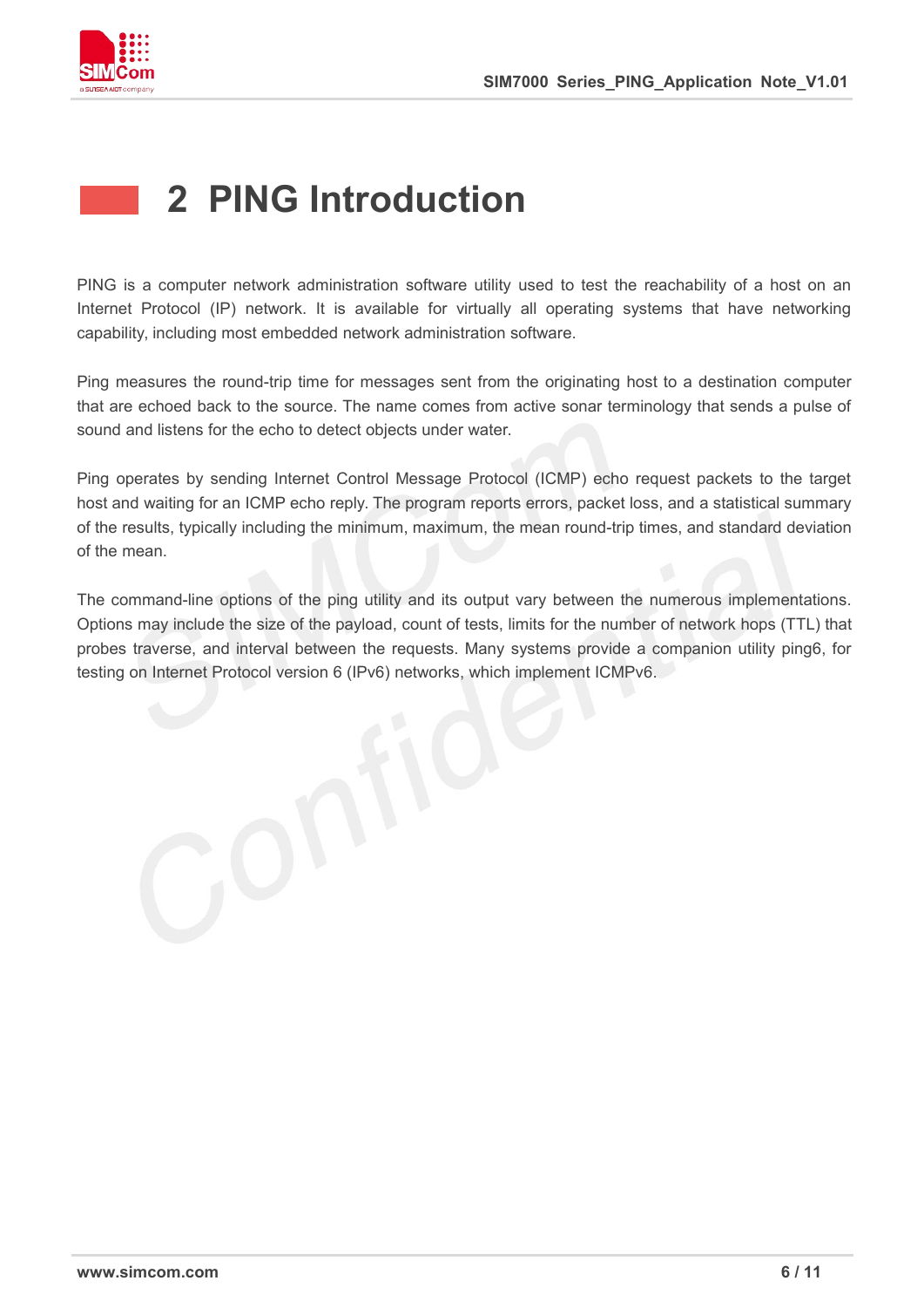# 2 PING Introduction

PING is a computer network administration software utility used to test the reachability of a host on an Internet Protocol (IP) network. It is available for virtually all operating systems that have networking capability, including most embedded network administration software.

Ping measures the round-trip time for messages sent from the originating host to a destination computer that are echoed back to the source. The name comes from active sonar terminology that sends a pulse of sound and listens for the echo to detect objects under water.

Ping operates by sending Internet Control Message Protocol (ICMP) echo request packets to the target host and waiting for an ICMP echo reply. The program reports errors, packet loss, and a statistical summary of the results, typically including the minimum, maximum, the mean round-trip times, and standard deviation of the mean.

The command-line options of the ping utility and its output vary between the numerous implementations. Options may include the size of the payload, count of tests, limits for the number of network hops (TTL) that probes traverse, and interval between the requests. Many systems provide a companion utility ping6, for testing on Internet Protocol version 6 (IPv6) networks, which implement ICMPv6.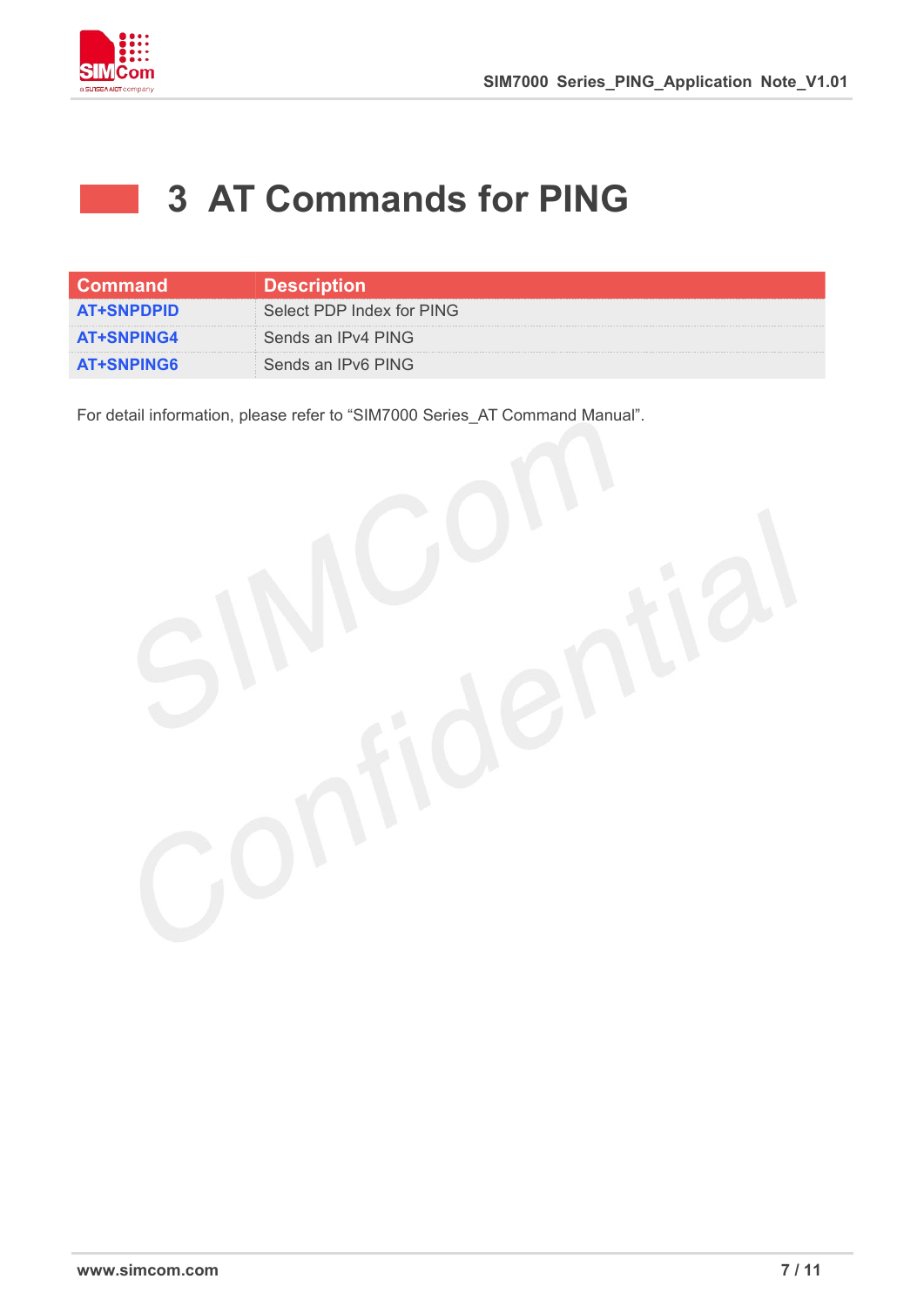# 3 AT Commands for PING

| Command | Description |
| --- | --- |
| AT+SNPDPID | Select PDP Index for PING |
| AT+SNPING4 | Sends an IPv4 PING |
| AT+SNPING6 | Sends an IPv6 PING |

For detail information, please refer to “SIM7000 Series_AT Command Manual”.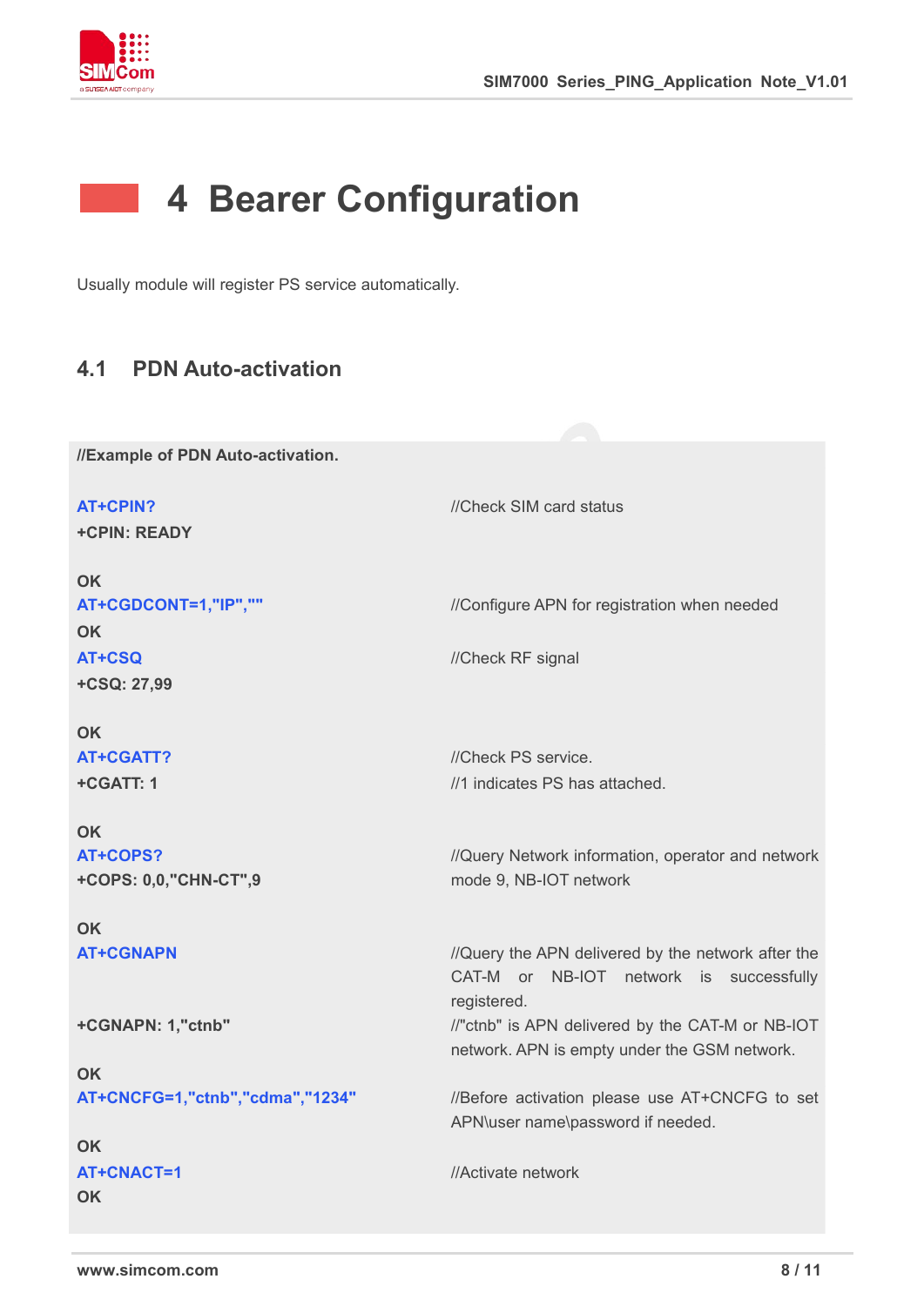# 4 Bearer Configuration

Usually module will register PS service automatically.

## 4.1 PDN Auto-activation

| **//Example of PDN Auto-activation.** | |
|---|---|
| AT+CPIN?<br>**+CPIN: READY**<br><br>**OK** | //Check SIM card status |
| AT+CGDCONT=1,"IP",""<br>**OK** | //Configure APN for registration when needed |
| AT+CSQ<br>**+CSQ: 27,99**<br><br>**OK** | //Check RF signal |
| AT+CGATT?<br>**+CGATT: 1**<br><br>**OK** | //Check PS service.<br>//1 indicates PS has attached. |
| AT+COPS?<br>**+COPS: 0,0,"CHN-CT",9**<br><br>**OK** | //Query Network information, operator and network mode 9, NB-IOT network |
| AT+CGNAPN | //Query the APN delivered by the network after the CAT-M or NB-IOT network is successfully registered. |
| **+CGNAPN: 1,"ctnb"**<br><br>**OK** | //"ctnb" is APN delivered by the CAT-M or NB-IOT network. APN is empty under the GSM network. |
| AT+CNCFG=1,"ctnb","cdma","1234"<br><br>**OK** | //Before activation please use AT+CNCFG to set APN\user name\password if needed. |
| AT+CNACT=1<br>**OK** | //Activate network |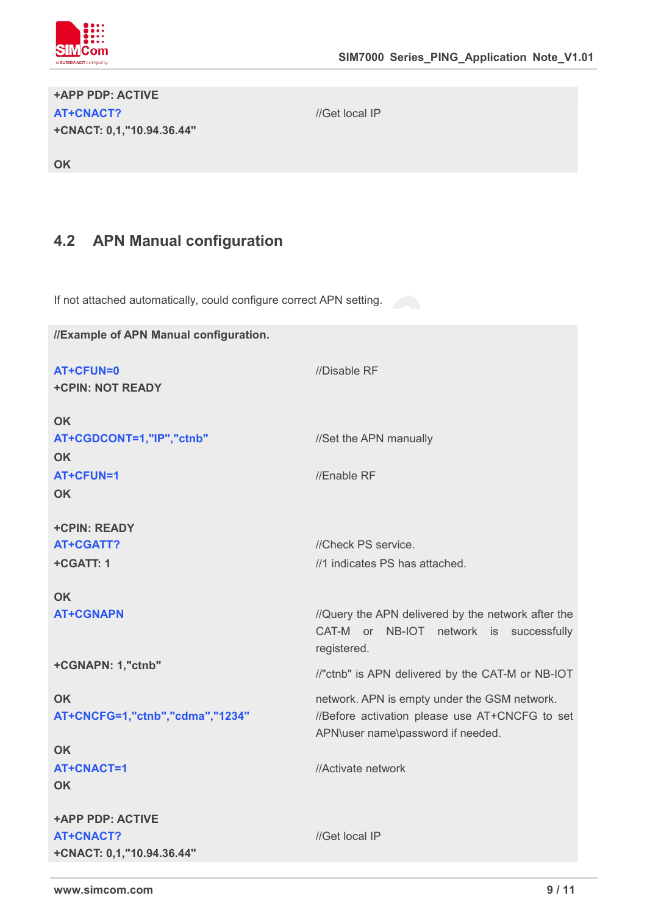| | |
|---|---|
| +APP PDP: ACTIVE | |
| AT+CNACT? | //Get local IP |
| +CNACT: 0,1,"10.94.36.44" | |
| OK | |

## 4.2 APN Manual configuration

If not attached automatically, could configure correct APN setting.

| | |
|---|---|
| **//Example of APN Manual configuration.** | |
| AT+CFUN=0 | //Disable RF |
| +CPIN: NOT READY | |
| OK | |
| AT+CGDCONT=1,"IP","ctnb" | //Set the APN manually |
| OK | |
| AT+CFUN=1 | //Enable RF |
| OK | |
| +CPIN: READY | |
| AT+CGATT? | //Check PS service. |
| +CGATT: 1 | //1 indicates PS has attached. |
| OK | |
| AT+CGNAPN | //Query the APN delivered by the network after the CAT-M or NB-IOT network is successfully registered. |
| +CGNAPN: 1,"ctnb" | //"ctnb" is APN delivered by the CAT-M or NB-IOT network. APN is empty under the GSM network. |
| OK | |
| AT+CNCFG=1,"ctnb","cdma","1234" | //Before activation please use AT+CNCFG to set APN\user name\password if needed. |
| OK | |
| AT+CNACT=1 | //Activate network |
| OK | |
| +APP PDP: ACTIVE | |
| AT+CNACT? | //Get local IP |
| +CNACT: 0,1,"10.94.36.44" | |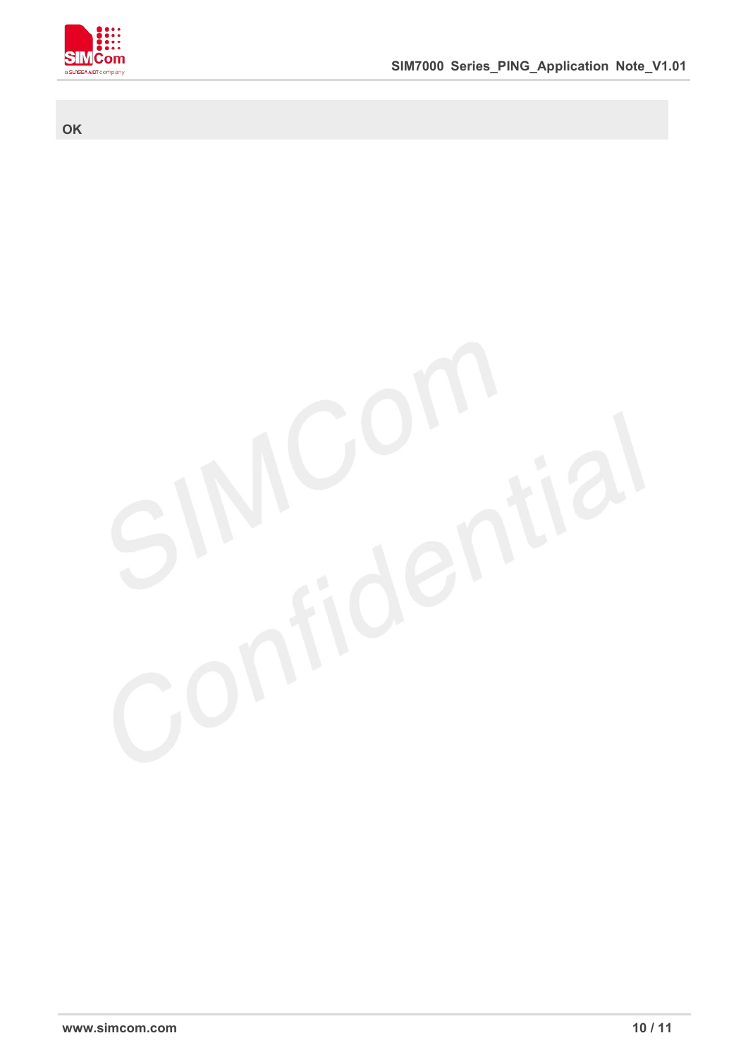```
OK
```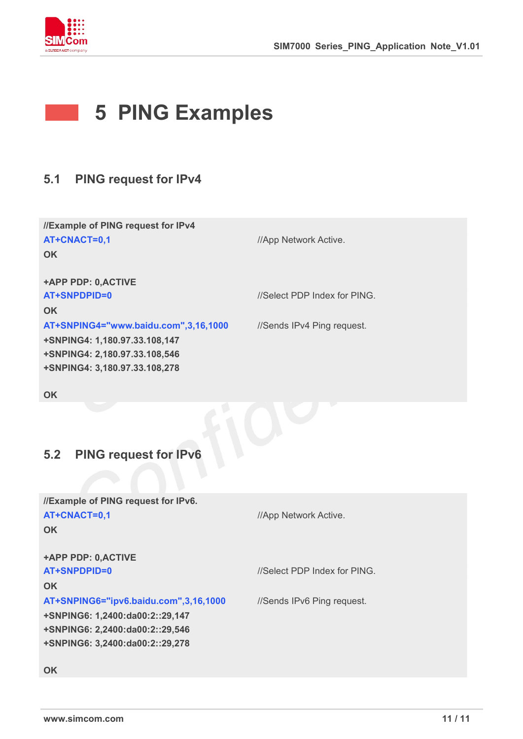# 5 PING Examples

## 5.1 PING request for IPv4

```
//Example of PING request for IPv4
AT+CNACT=0,1                                   //App Network Active.
OK

+APP PDP: 0,ACTIVE
AT+SNPDPID=0                                   //Select PDP Index for PING.
OK
AT+SNPING4="www.baidu.com",3,16,1000           //Sends IPv4 Ping request.
+SNPING4: 1,180.97.33.108,147
+SNPING4: 2,180.97.33.108,546
+SNPING4: 3,180.97.33.108,278

OK
```

## 5.2 PING request for IPv6

```
//Example of PING request for IPv6.
AT+CNACT=0,1                                   //App Network Active.
OK

+APP PDP: 0,ACTIVE
AT+SNPDPID=0                                   //Select PDP Index for PING.
OK
AT+SNPING6="ipv6.baidu.com",3,16,1000          //Sends IPv6 Ping request.
+SNPING6: 1,2400:da00:2::29,147
+SNPING6: 2,2400:da00:2::29,546
+SNPING6: 3,2400:da00:2::29,278

OK
```